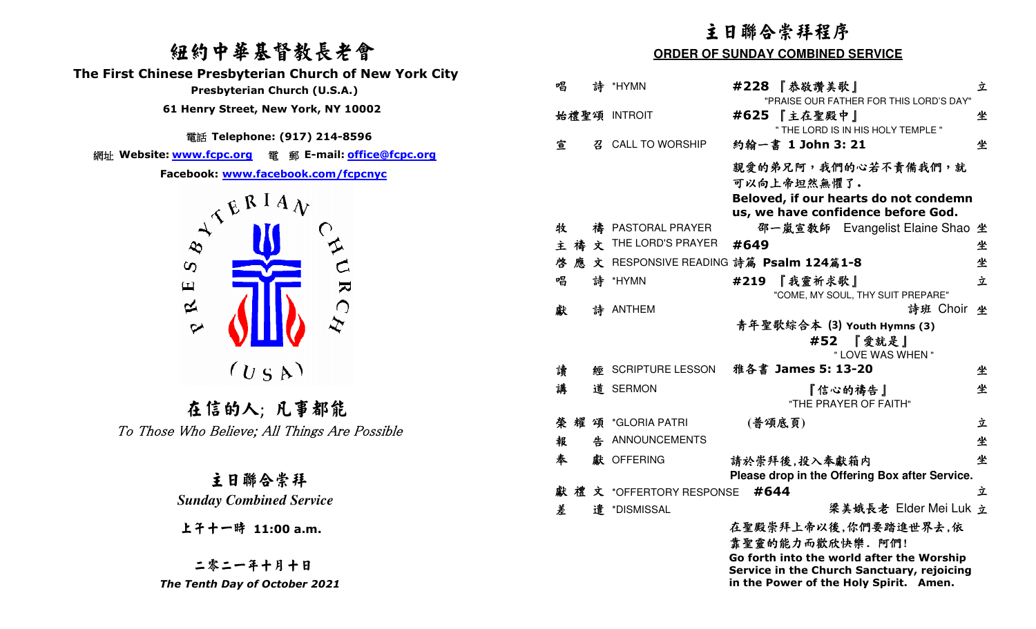# 紐約中華基督教長老會

## The First Chinese Presbyterian Church of New York City

**Presbyterian Church (U.S.A.)**

**61 Henry Street, New York, NY 10002**

電話 **Telephone: (917) 214-8596**

網址 **Website: www.fcpc.org** 電 郵 **E-mail: office@fcpc.org**

**Facebook: www.facebook.com/fcpcnyc**

PRESBYTERIAN CHURCH (USA)

## 在信的人; 凡事都能

*To Those Who Believe; All Things Are Possible*

## 主日聯合崇拜

***Sunday Combined Service***

**上午十一時 11:00 a.m.**

**二零二一年十月十日**

***The Tenth Day of October 2021***

# 主日聯合崇拜程序

## ORDER OF SUNDAY COMBINED SERVICE

| | | | |
|---|---|---|---|
| 唱 詩 | *HYMN | **#228** 『恭敬讚美歌』<br>"PRAISE OUR FATHER FOR THIS LORD'S DAY" | 立 |
| 始禮聖頌 | INTROIT | **#625** 『主在聖殿中』<br>" THE LORD IS IN HIS HOLY TEMPLE " | 坐 |
| 宣 召 | CALL TO WORSHIP | 約翰一書 **1 John 3: 21**<br>親愛的弟兄阿，我們的心若不責備我們，就可以向上帝坦然無懼了。<br>**Beloved, if our hearts do not condemn us, we have confidence before God.** | 坐 |
| 牧 禱 | PASTORAL PRAYER | 邵一嵐宣教師 Evangelist Elaine Shao | 坐 |
| 主 禱 文 | THE LORD'S PRAYER | **#649** | 坐 |
| 啓 應 文 | RESPONSIVE READING | 詩篇 **Psalm 124篇1-8** | 坐 |
| 唱 詩 | *HYMN | **#219** 『我靈祈求歌』<br>"COME, MY SOUL, THY SUIT PREPARE" | 立 |
| 獻 詩 | ANTHEM | 詩班 Choir<br>青年聖歌綜合本 **(3) Youth Hymns (3)**<br>**#52** 『愛就是』<br>" LOVE WAS WHEN " | 坐 |
| 讀 經 | SCRIPTURE LESSON | 雅各書 **James 5: 13-20** | 坐 |
| 講 道 | SERMON | 『信心的禱告』<br>"THE PRAYER OF FAITH" | 坐 |
| 榮 耀 頌 | *GLORIA PATRI | (普頌底頁) | 立 |
| 報 告 | ANNOUNCEMENTS | | 坐 |
| 奉 獻 | OFFERING | 請於崇拜後,投入奉獻箱內<br>**Please drop in the Offering Box after Service.** | 坐 |
| 獻 禮 文 | *OFFERTORY RESPONSE | **#644** | 立 |
| 差 遣 | *DISMISSAL | 梁美娥長老 Elder Mei Luk<br>在聖殿崇拜上帝以後,你們要踏進世界去,依靠聖靈的能力而歡欣快樂. 阿們!<br>**Go forth into the world after the Worship Service in the Church Sanctuary, rejoicing in the Power of the Holy Spirit. Amen.** | 立 |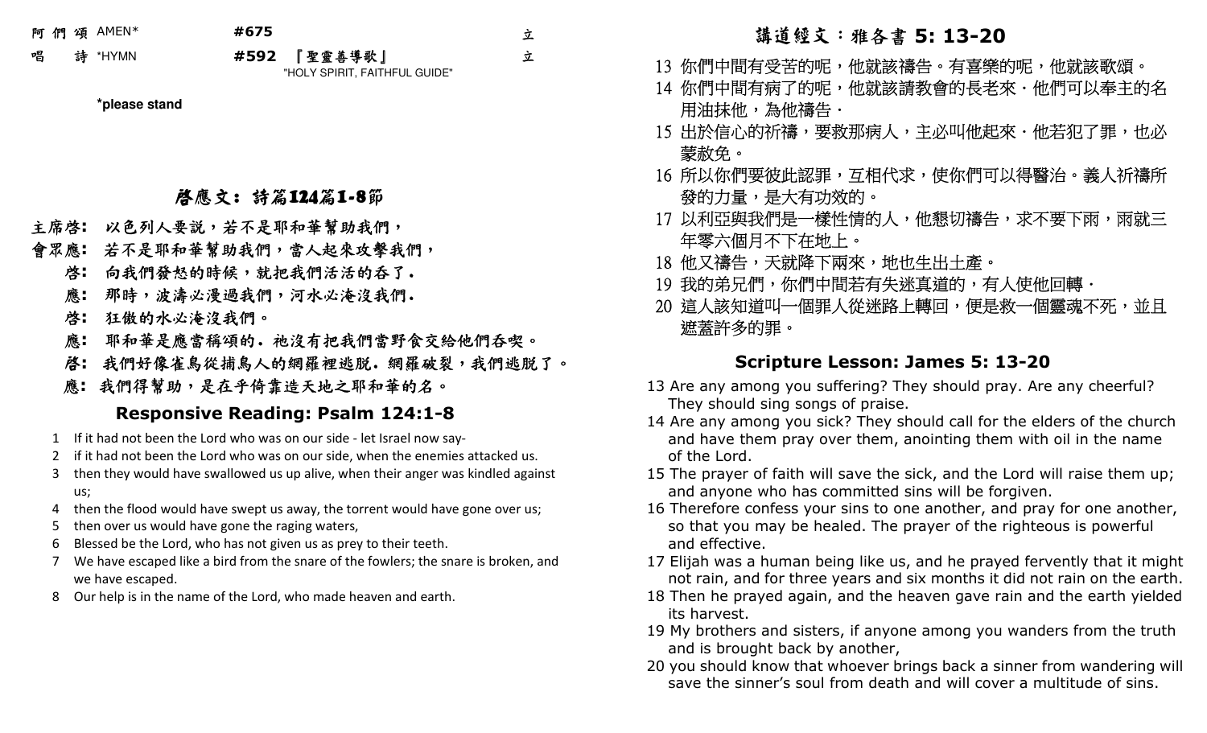阿 們 頌 AMEN* #675 立

唱 詩 *HYMN #592 『聖靈善導歌』 立
"HOLY SPIRIT, FAITHFUL GUIDE"

**\*please stand**

## 啓應文：詩篇124篇1-8節

**主席啓：** 以色列人要説，若不是耶和華幫助我們，

**會眾應：** 若不是耶和華幫助我們，當人起來攻擊我們，

**啓：** 向我們發怒的時候，就把我們活活的吞了．

**應：** 那時，波濤必漫過我們，河水必淹沒我們．

**啓：** 狂傲的水必淹沒我們。

**應：** 耶和華是應當稱頌的．祂沒有把我們當野食交給他們吞喫。

**啓：** 我們好像雀鳥從捕鳥人的網羅裡逃脱．網羅破裂，我們逃脱了。

**應：** 我們得幫助，是在乎倚靠造天地之耶和華的名。

## Responsive Reading: Psalm 124:1-8

1 If it had not been the Lord who was on our side - let Israel now say-
2 if it had not been the Lord who was on our side, when the enemies attacked us.
3 then they would have swallowed us up alive, when their anger was kindled against us;
4 then the flood would have swept us away, the torrent would have gone over us;
5 then over us would have gone the raging waters,
6 Blessed be the Lord, who has not given us as prey to their teeth.
7 We have escaped like a bird from the snare of the fowlers; the snare is broken, and we have escaped.
8 Our help is in the name of the Lord, who made heaven and earth.

## 講道經文：雅各書 5: 13-20

13 你們中間有受苦的呢，他就該禱告。有喜樂的呢，他就該歌頌。
14 你們中間有病了的呢，他就該請教會的長老來．他們可以奉主的名用油抹他，為他禱告．
15 出於信心的祈禱，要救那病人，主必叫他起來．他若犯了罪，也必蒙赦免。
16 所以你們要彼此認罪，互相代求，使你們可以得醫治。義人祈禱所發的力量，是大有功效的。
17 以利亞與我們是一樣性情的人，他懇切禱告，求不要下雨，雨就三年零六個月不下在地上。
18 他又禱告，天就降下雨來，地也生出土產。
19 我的弟兄們，你們中間若有失迷真道的，有人使他回轉．
20 這人該知道叫一個罪人從迷路上轉回，便是救一個靈魂不死，並且遮蓋許多的罪。

## Scripture Lesson: James 5: 13-20

13 Are any among you suffering? They should pray. Are any cheerful? They should sing songs of praise.
14 Are any among you sick? They should call for the elders of the church and have them pray over them, anointing them with oil in the name of the Lord.
15 The prayer of faith will save the sick, and the Lord will raise them up; and anyone who has committed sins will be forgiven.
16 Therefore confess your sins to one another, and pray for one another, so that you may be healed. The prayer of the righteous is powerful and effective.
17 Elijah was a human being like us, and he prayed fervently that it might not rain, and for three years and six months it did not rain on the earth.
18 Then he prayed again, and the heaven gave rain and the earth yielded its harvest.
19 My brothers and sisters, if anyone among you wanders from the truth and is brought back by another,
20 you should know that whoever brings back a sinner from wandering will save the sinner's soul from death and will cover a multitude of sins.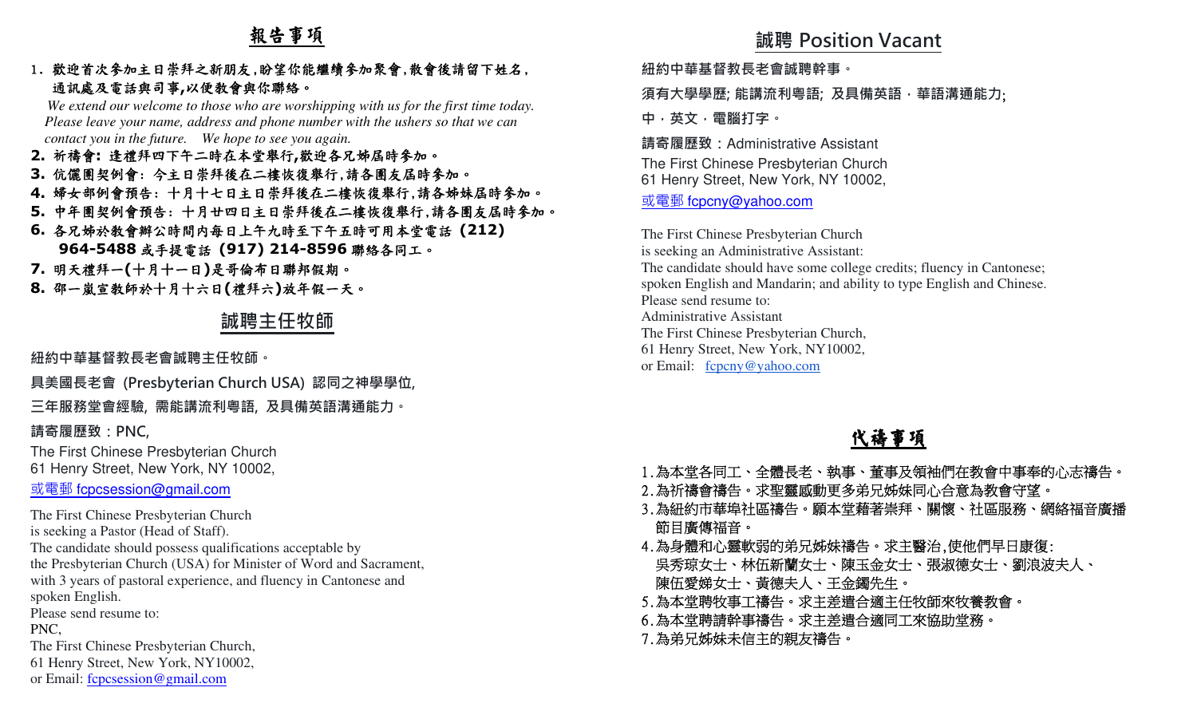## 報告事項

1. 歡迎首次參加主日崇拜之新朋友，盼望你能繼續參加聚會，散會後請留下姓名，通訊處及電話與司事，以便教會與你聯絡。
   *We extend our welcome to those who are worshipping with us for the first time today. Please leave your name, address and phone number with the ushers so that we can contact you in the future. We hope to see you again.*
2. 祈禱會：逢禮拜四下午二時在本堂舉行，歡迎各兄姊屆時參加。
3. 伉儷團契例會：今主日崇拜後在二樓恢復舉行，請各團友屆時參加。
4. 婦女部例會預告：十月十七日主日崇拜後在二樓恢復舉行，請各姊妹屆時參加。
5. 中年團契例會預告：十月廿四日主日崇拜後在二樓恢復舉行，請各團友屆時參加。
6. 各兄姊於教會辦公時間內每日上午九時至下午五時可用本堂電話 (212) 964-5488 或手提電話 (917) 214-8596 聯絡各同工。
7. 明天禮拜一(十月十一日)是哥倫布日聯邦假期。
8. 邵一嵐宣教師於十月十六日(禮拜六)放年假一天。

## 誠聘主任牧師

紐約中華基督教長老會誠聘主任牧師。

具美國長老會 (Presbyterian Church USA) 認同之神學學位，

三年服務堂會經驗，需能講流利粵語，及具備英語溝通能力。

請寄履歷致：PNC,
The First Chinese Presbyterian Church
61 Henry Street, New York, NY 10002,
或電郵 fcpcsession@gmail.com

The First Chinese Presbyterian Church
is seeking a Pastor (Head of Staff).
The candidate should possess qualifications acceptable by the Presbyterian Church (USA) for Minister of Word and Sacrament, with 3 years of pastoral experience, and fluency in Cantonese and spoken English.
Please send resume to:
PNC,
The First Chinese Presbyterian Church,
61 Henry Street, New York, NY10002,
or Email: fcpcsession@gmail.com

## 誠聘 Position Vacant

紐約中華基督教長老會誠聘幹事。

須有大學學歷; 能講流利粵語; 及具備英語・華語溝通能力;

中・英文・電腦打字。

請寄履歷致：Administrative Assistant
The First Chinese Presbyterian Church
61 Henry Street, New York, NY 10002,
或電郵 fcpcny@yahoo.com

The First Chinese Presbyterian Church
is seeking an Administrative Assistant:
The candidate should have some college credits; fluency in Cantonese; spoken English and Mandarin; and ability to type English and Chinese.
Please send resume to:
Administrative Assistant
The First Chinese Presbyterian Church,
61 Henry Street, New York, NY10002,
or Email: fcpcny@yahoo.com

## 代禱事項

1. 為本堂各同工、全體長老、執事、董事及領袖們在教會中事奉的心志禱告。
2. 為祈禱會禱告。求聖靈感動更多弟兄姊妹同心合意為教會守望。
3. 為紐約市華埠社區禱告。願本堂藉著崇拜、關懷、社區服務、網絡福音廣播節目廣傳福音。
4. 為身體和心靈軟弱的弟兄姊妹禱告。求主醫治，使他們早日康復：
   吳秀琼女士、林伍新蘭女士、陳玉金女士、張淑德女士、劉浪波夫人、陳伍愛娣女士、黃德夫人、王金鐲先生。
5. 為本堂聘牧事工禱告。求主差遣合適主任牧師來牧養教會。
6. 為本堂聘請幹事禱告。求主差遣合適同工來協助堂務。
7. 為弟兄姊妹未信主的親友禱告。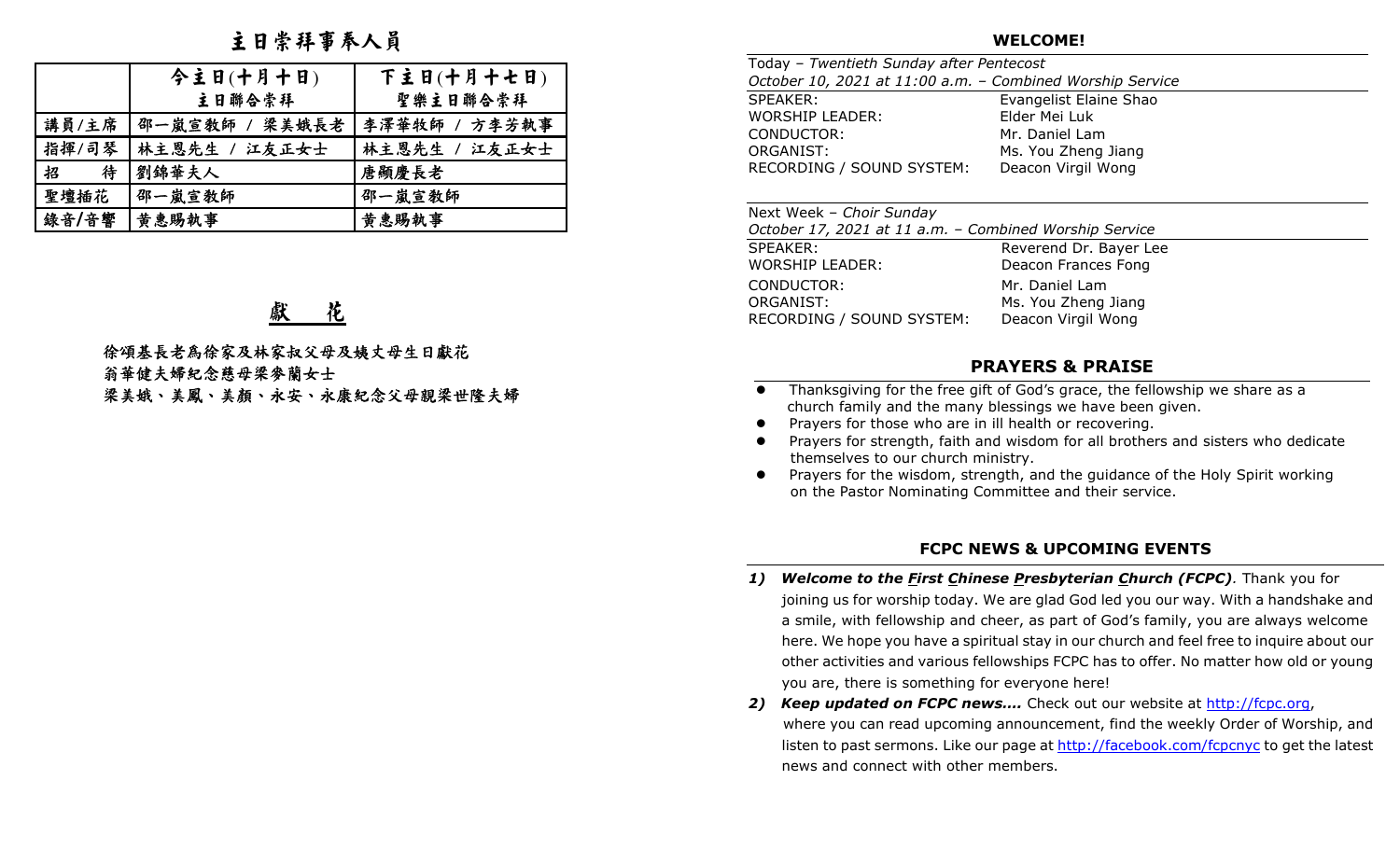## 主日崇拜事奉人員

| | 今主日(十月十日) 主日聯合崇拜 | 下主日(十月十七日) 聖樂主日聯合崇拜 |
|---|---|---|
| 講員/主席 | 邵一嵐宣教師 / 梁美娥長老 | 李澤華牧師 / 方李芳執事 |
| 指揮/司琴 | 林主恩先生 / 江友正女士 | 林主恩先生 / 江友正女士 |
| 招　待 | 劉錦華夫人 | 唐顯慶長老 |
| 聖壇插花 | 邵一嵐宣教師 | 邵一嵐宣教師 |
| 錄音/音響 | 黄惠賜執事 | 黄惠賜執事 |

## 獻　花

徐頌基長老為徐家及林家叔父母及姨丈母生日獻花

翁華健夫婦紀念慈母梁麥蘭女士

梁美娥、美鳳、美顏、永安、永康紀念父母親梁世隆夫婦

## WELCOME!

Today – *Twentieth Sunday after Pentecost*
*October 10, 2021 at 11:00 a.m. – Combined Worship Service*

| | |
|---|---|
| SPEAKER: | Evangelist Elaine Shao |
| WORSHIP LEADER: | Elder Mei Luk |
| CONDUCTOR: | Mr. Daniel Lam |
| ORGANIST: | Ms. You Zheng Jiang |
| RECORDING / SOUND SYSTEM: | Deacon Virgil Wong |

Next Week – *Choir Sunday*
*October 17, 2021 at 11 a.m. – Combined Worship Service*

| | |
|---|---|
| SPEAKER: | Reverend Dr. Bayer Lee |
| WORSHIP LEADER: | Deacon Frances Fong |
| CONDUCTOR: | Mr. Daniel Lam |
| ORGANIST: | Ms. You Zheng Jiang |
| RECORDING / SOUND SYSTEM: | Deacon Virgil Wong |

## PRAYERS & PRAISE

- Thanksgiving for the free gift of God's grace, the fellowship we share as a church family and the many blessings we have been given.
- Prayers for those who are in ill health or recovering.
- Prayers for strength, faith and wisdom for all brothers and sisters who dedicate themselves to our church ministry.
- Prayers for the wisdom, strength, and the guidance of the Holy Spirit working on the Pastor Nominating Committee and their service.

## FCPC NEWS & UPCOMING EVENTS

1) ***Welcome to the First Chinese Presbyterian Church (FCPC)**.* Thank you for joining us for worship today. We are glad God led you our way. With a handshake and a smile, with fellowship and cheer, as part of God's family, you are always welcome here. We hope you have a spiritual stay in our church and feel free to inquire about our other activities and various fellowships FCPC has to offer. No matter how old or young you are, there is something for everyone here!
2) ***Keep updated on FCPC news….*** Check out our website at http://fcpc.org, where you can read upcoming announcement, find the weekly Order of Worship, and listen to past sermons. Like our page at http://facebook.com/fcpcnyc to get the latest news and connect with other members.